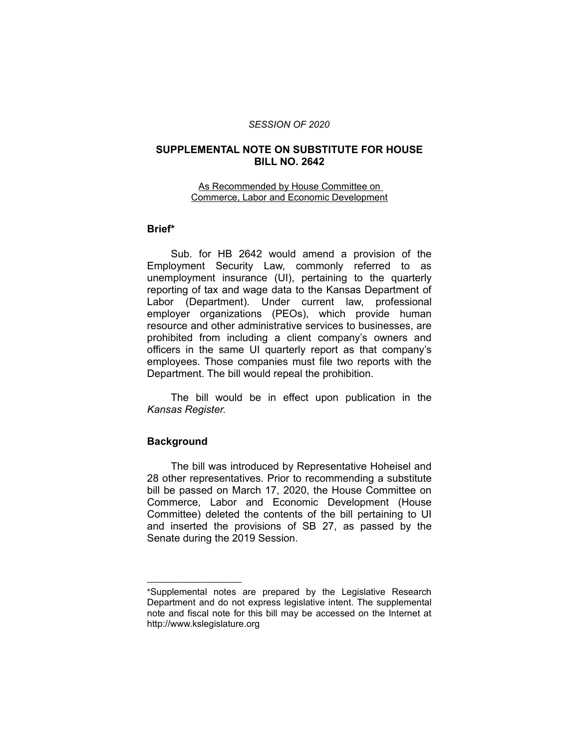*SESSION OF 2020*

# SUPPLEMENTAL NOTE ON SUBSTITUTE FOR HOUSE BILL NO. 2642

As Recommended by House Committee on Commerce, Labor and Economic Development

## Brief*

Sub. for HB 2642 would amend a provision of the Employment Security Law, commonly referred to as unemployment insurance (UI), pertaining to the quarterly reporting of tax and wage data to the Kansas Department of Labor (Department). Under current law, professional employer organizations (PEOs), which provide human resource and other administrative services to businesses, are prohibited from including a client company's owners and officers in the same UI quarterly report as that company's employees. Those companies must file two reports with the Department. The bill would repeal the prohibition.

The bill would be in effect upon publication in the *Kansas Register.*

## Background

The bill was introduced by Representative Hoheisel and 28 other representatives. Prior to recommending a substitute bill be passed on March 17, 2020, the House Committee on Commerce, Labor and Economic Development (House Committee) deleted the contents of the bill pertaining to UI and inserted the provisions of SB 27, as passed by the Senate during the 2019 Session.

---

*Supplemental notes are prepared by the Legislative Research Department and do not express legislative intent. The supplemental note and fiscal note for this bill may be accessed on the Internet at http://www.kslegislature.org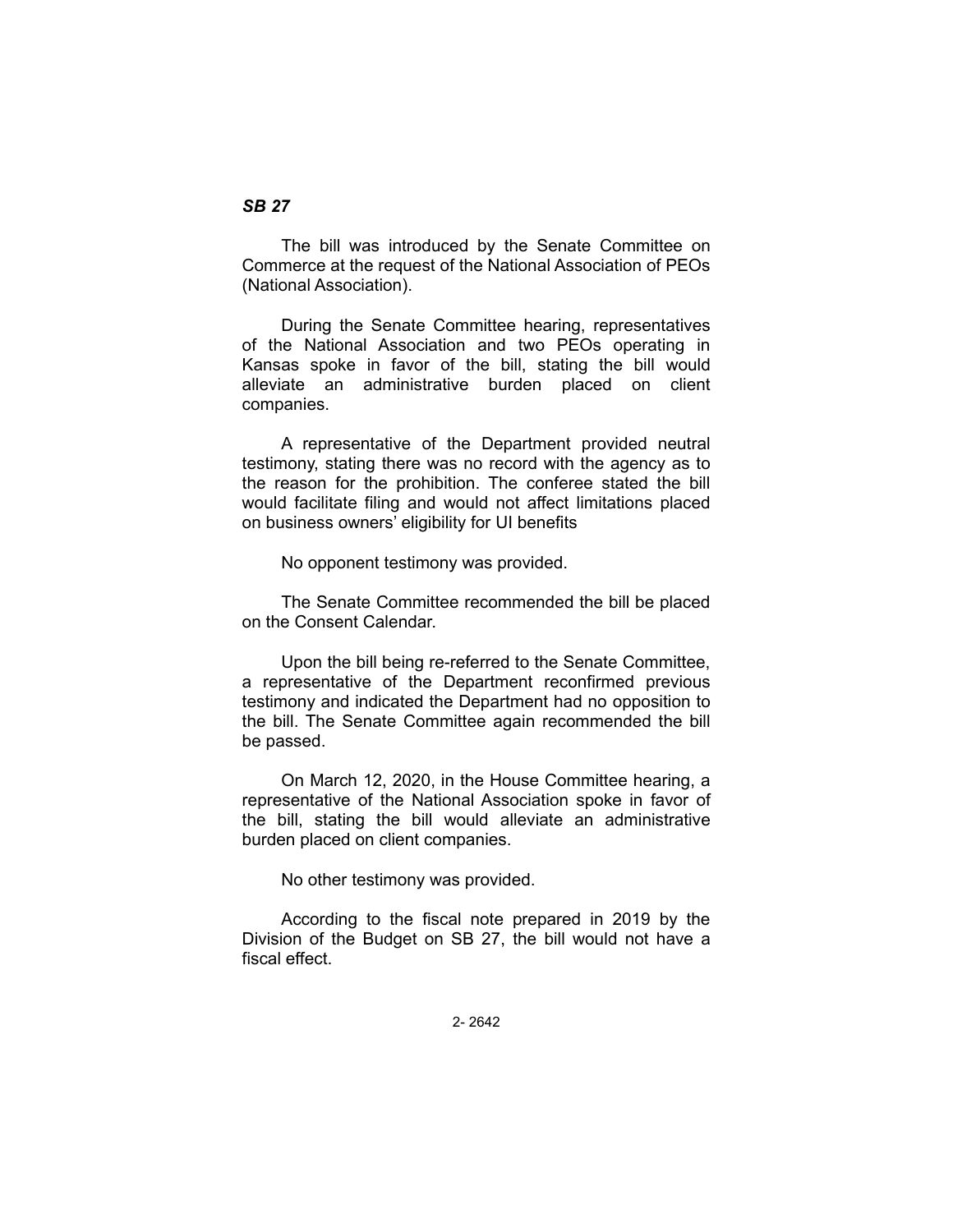***SB 27***

The bill was introduced by the Senate Committee on Commerce at the request of the National Association of PEOs (National Association).

During the Senate Committee hearing, representatives of the National Association and two PEOs operating in Kansas spoke in favor of the bill, stating the bill would alleviate an administrative burden placed on client companies.

A representative of the Department provided neutral testimony, stating there was no record with the agency as to the reason for the prohibition. The conferee stated the bill would facilitate filing and would not affect limitations placed on business owners' eligibility for UI benefits

No opponent testimony was provided.

The Senate Committee recommended the bill be placed on the Consent Calendar.

Upon the bill being re-referred to the Senate Committee, a representative of the Department reconfirmed previous testimony and indicated the Department had no opposition to the bill. The Senate Committee again recommended the bill be passed.

On March 12, 2020, in the House Committee hearing, a representative of the National Association spoke in favor of the bill, stating the bill would alleviate an administrative burden placed on client companies.

No other testimony was provided.

According to the fiscal note prepared in 2019 by the Division of the Budget on SB 27, the bill would not have a fiscal effect.